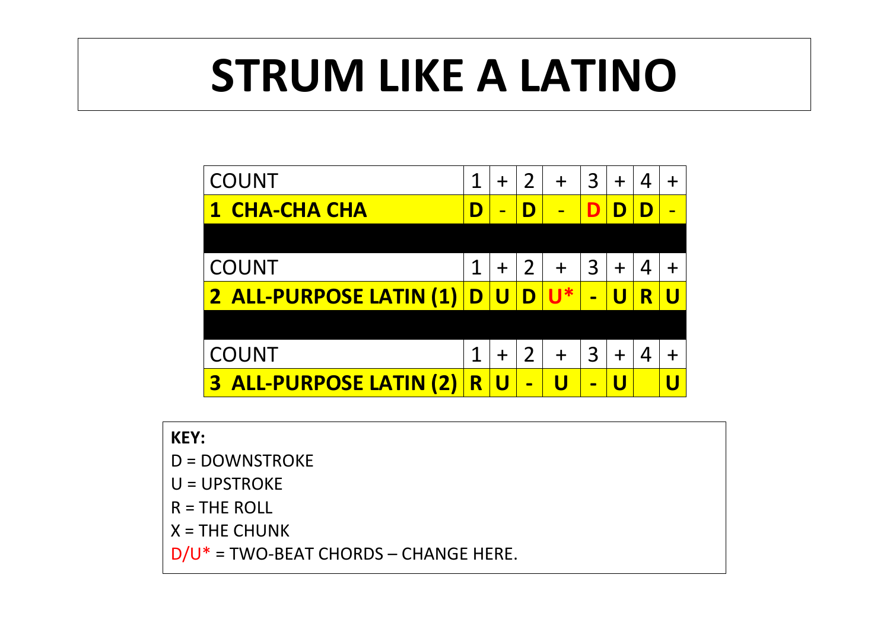# STRUM LIKE A LATINO

| COUNT | 1 | + | 2 | + | 3 | + | 4 | + |
|---|---|---|---|---|---|---|---|---|
| **1 CHA-CHA CHA** | **D** | - | **D** | - | **D** | **D** | **D** | - |

| COUNT | 1 | + | 2 | + | 3 | + | 4 | + |
|---|---|---|---|---|---|---|---|---|
| **2 ALL-PURPOSE LATIN (1)** | **D** | **U** | **D** | **U*** | **-** | **U** | **R** | **U** |

| COUNT | 1 | + | 2 | + | 3 | + | 4 | + |
|---|---|---|---|---|---|---|---|---|
| **3 ALL-PURPOSE LATIN (2)** | **R** | **U** | **-** | **U** | **-** | **U** | | **U** |

**KEY:**

D = DOWNSTROKE

U = UPSTROKE

R = THE ROLL

X = THE CHUNK

D/U* = TWO-BEAT CHORDS – CHANGE HERE.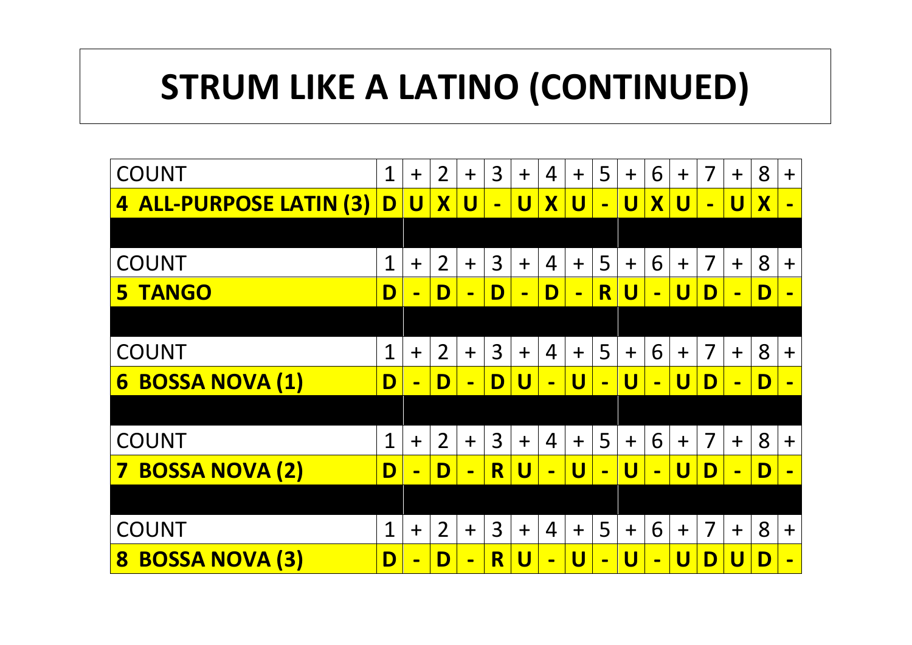# STRUM LIKE A LATINO (CONTINUED)

| COUNT | 1 | + | 2 | + | 3 | + | 4 | + | 5 | + | 6 | + | 7 | + | 8 | + |
|---|---|---|---|---|---|---|---|---|---|---|---|---|---|---|---|---|
| **4 ALL-PURPOSE LATIN (3)** | **D** | **U** | **X** | **U** | **-** | **U** | **X** | **U** | **-** | **U** | **X** | **U** | **-** | **U** | **X** | **-** |

| COUNT | 1 | + | 2 | + | 3 | + | 4 | + | 5 | + | 6 | + | 7 | + | 8 | + |
|---|---|---|---|---|---|---|---|---|---|---|---|---|---|---|---|---|
| **5 TANGO** | **D** | **-** | **D** | **-** | **D** | **-** | **D** | **-** | **R** | **U** | **-** | **U** | **D** | **-** | **D** | **-** |

| COUNT | 1 | + | 2 | + | 3 | + | 4 | + | 5 | + | 6 | + | 7 | + | 8 | + |
|---|---|---|---|---|---|---|---|---|---|---|---|---|---|---|---|---|
| **6 BOSSA NOVA (1)** | **D** | **-** | **D** | **-** | **D** | **U** | **-** | **U** | **-** | **U** | **-** | **U** | **D** | **-** | **D** | **-** |

| COUNT | 1 | + | 2 | + | 3 | + | 4 | + | 5 | + | 6 | + | 7 | + | 8 | + |
|---|---|---|---|---|---|---|---|---|---|---|---|---|---|---|---|---|
| **7 BOSSA NOVA (2)** | **D** | **-** | **D** | **-** | **R** | **U** | **-** | **U** | **-** | **U** | **-** | **U** | **D** | **-** | **D** | **-** |

| COUNT | 1 | + | 2 | + | 3 | + | 4 | + | 5 | + | 6 | + | 7 | + | 8 | + |
|---|---|---|---|---|---|---|---|---|---|---|---|---|---|---|---|---|
| **8 BOSSA NOVA (3)** | **D** | **-** | **D** | **-** | **R** | **U** | **-** | **U** | **-** | **U** | **-** | **U** | **D** | **U** | **D** | **-** |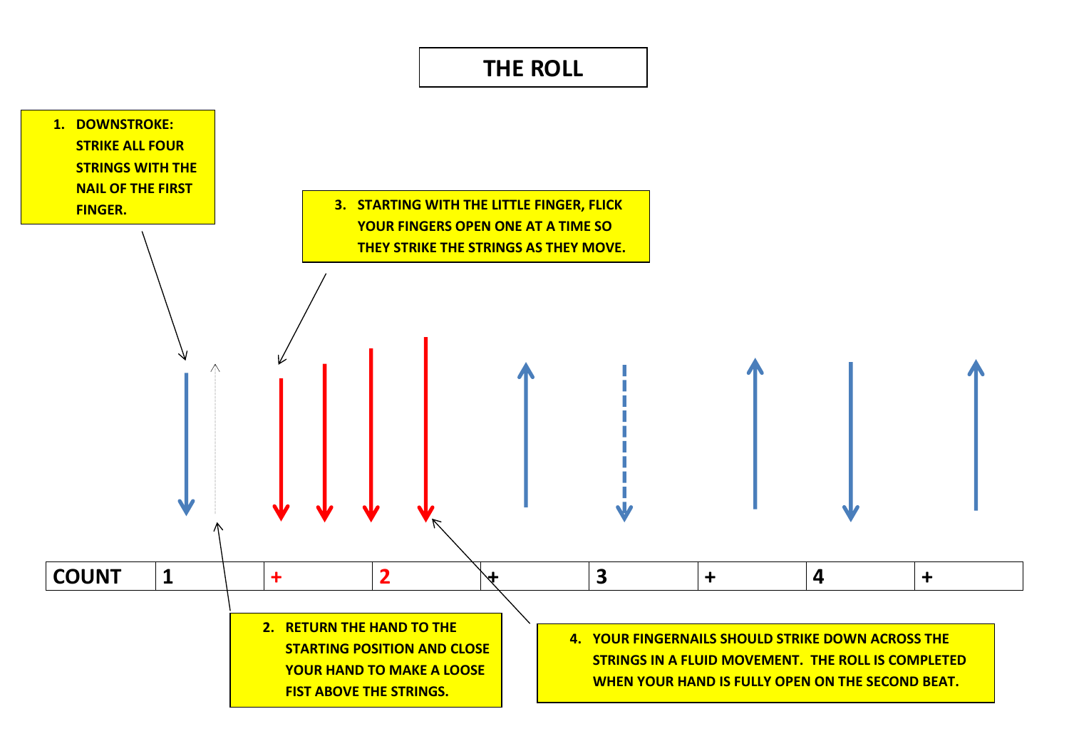# THE ROLL

1. DOWNSTROKE: STRIKE ALL FOUR STRINGS WITH THE NAIL OF THE FIRST FINGER.

2. RETURN THE HAND TO THE STARTING POSITION AND CLOSE YOUR HAND TO MAKE A LOOSE FIST ABOVE THE STRINGS.

3. STARTING WITH THE LITTLE FINGER, FLICK YOUR FINGERS OPEN ONE AT A TIME SO THEY STRIKE THE STRINGS AS THEY MOVE.

4. YOUR FINGERNAILS SHOULD STRIKE DOWN ACROSS THE STRINGS IN A FLUID MOVEMENT. THE ROLL IS COMPLETED WHEN YOUR HAND IS FULLY OPEN ON THE SECOND BEAT.

| COUNT | 1 | + | 2 | + | 3 | + | 4 | + |
|---|---|---|---|---|---|---|---|---|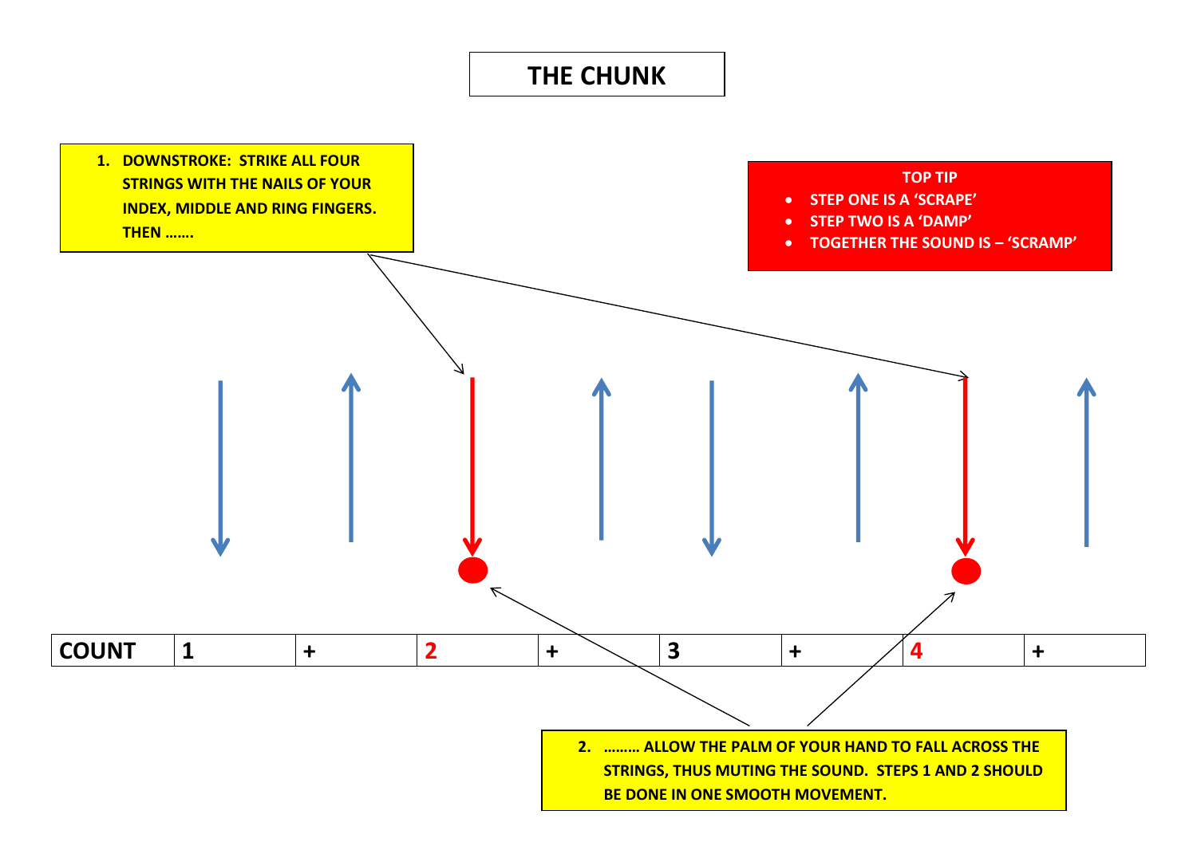# THE CHUNK

1. DOWNSTROKE: STRIKE ALL FOUR STRINGS WITH THE NAILS OF YOUR INDEX, MIDDLE AND RING FINGERS. THEN …….

**TOP TIP**

- STEP ONE IS A 'SCRAPE'
- STEP TWO IS A 'DAMP'
- TOGETHER THE SOUND IS – 'SCRAMP'

| COUNT | 1 | + | 2 | + | 3 | + | 4 | + |
|---|---|---|---|---|---|---|---|---|

2. ……… ALLOW THE PALM OF YOUR HAND TO FALL ACROSS THE STRINGS, THUS MUTING THE SOUND. STEPS 1 AND 2 SHOULD BE DONE IN ONE SMOOTH MOVEMENT.